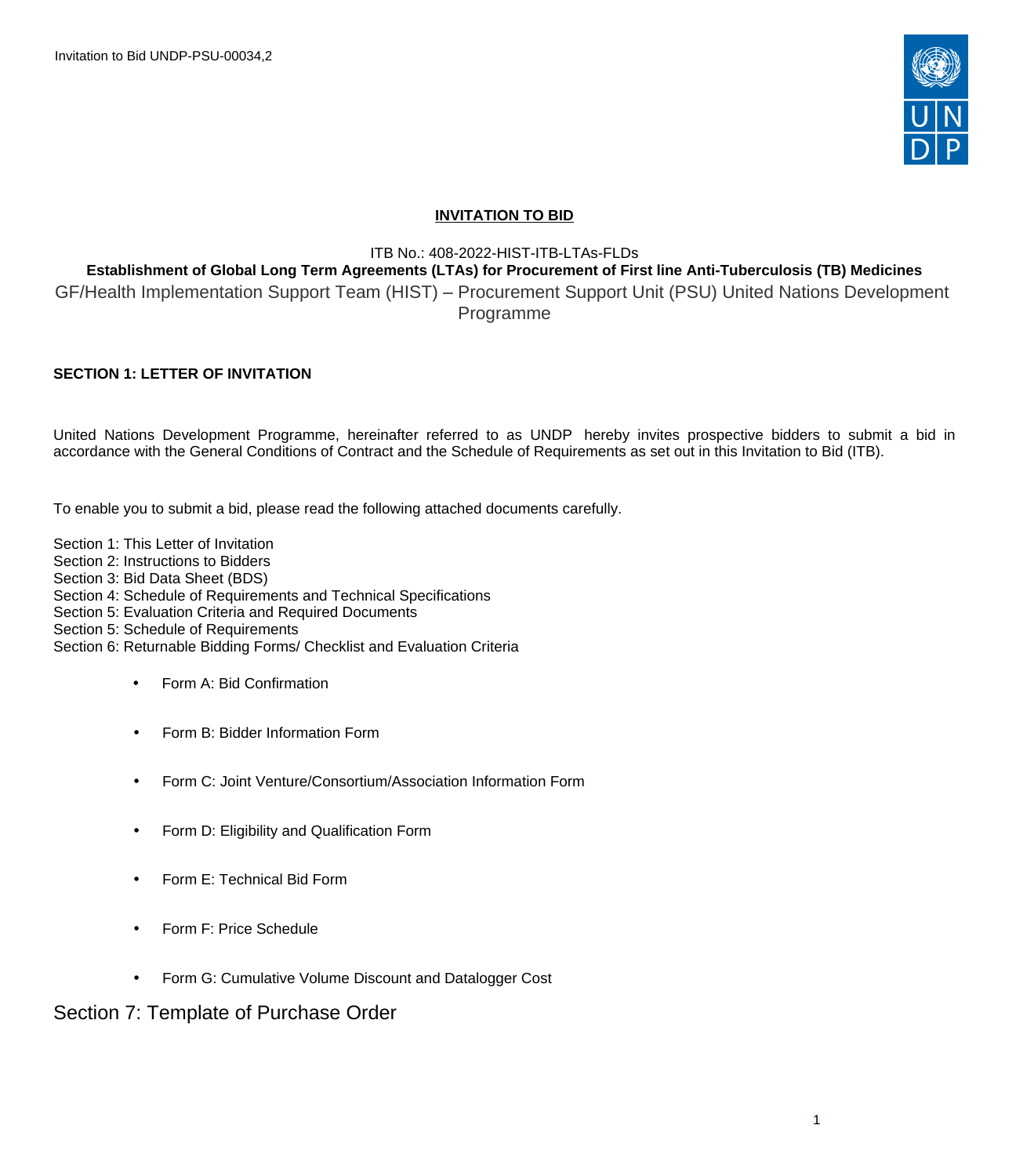# INVITATION TO BID

ITB No.: 408-2022-HIST-ITB-LTAs-FLDs

**Establishment of Global Long Term Agreements (LTAs) for Procurement of First line Anti-Tuberculosis (TB) Medicines**

GF/Health Implementation Support Team (HIST) – Procurement Support Unit (PSU) United Nations Development Programme

## SECTION 1: LETTER OF INVITATION

United Nations Development Programme, hereinafter referred to as UNDP hereby invites prospective bidders to submit a bid in accordance with the General Conditions of Contract and the Schedule of Requirements as set out in this Invitation to Bid (ITB).

To enable you to submit a bid, please read the following attached documents carefully.

Section 1: This Letter of Invitation
Section 2: Instructions to Bidders
Section 3: Bid Data Sheet (BDS)
Section 4: Schedule of Requirements and Technical Specifications
Section 5: Evaluation Criteria and Required Documents
Section 5: Schedule of Requirements
Section 6: Returnable Bidding Forms/ Checklist and Evaluation Criteria

- Form A: Bid Confirmation
- Form B: Bidder Information Form
- Form C: Joint Venture/Consortium/Association Information Form
- Form D: Eligibility and Qualification Form
- Form E: Technical Bid Form
- Form F: Price Schedule
- Form G: Cumulative Volume Discount and Datalogger Cost

Section 7: Template of Purchase Order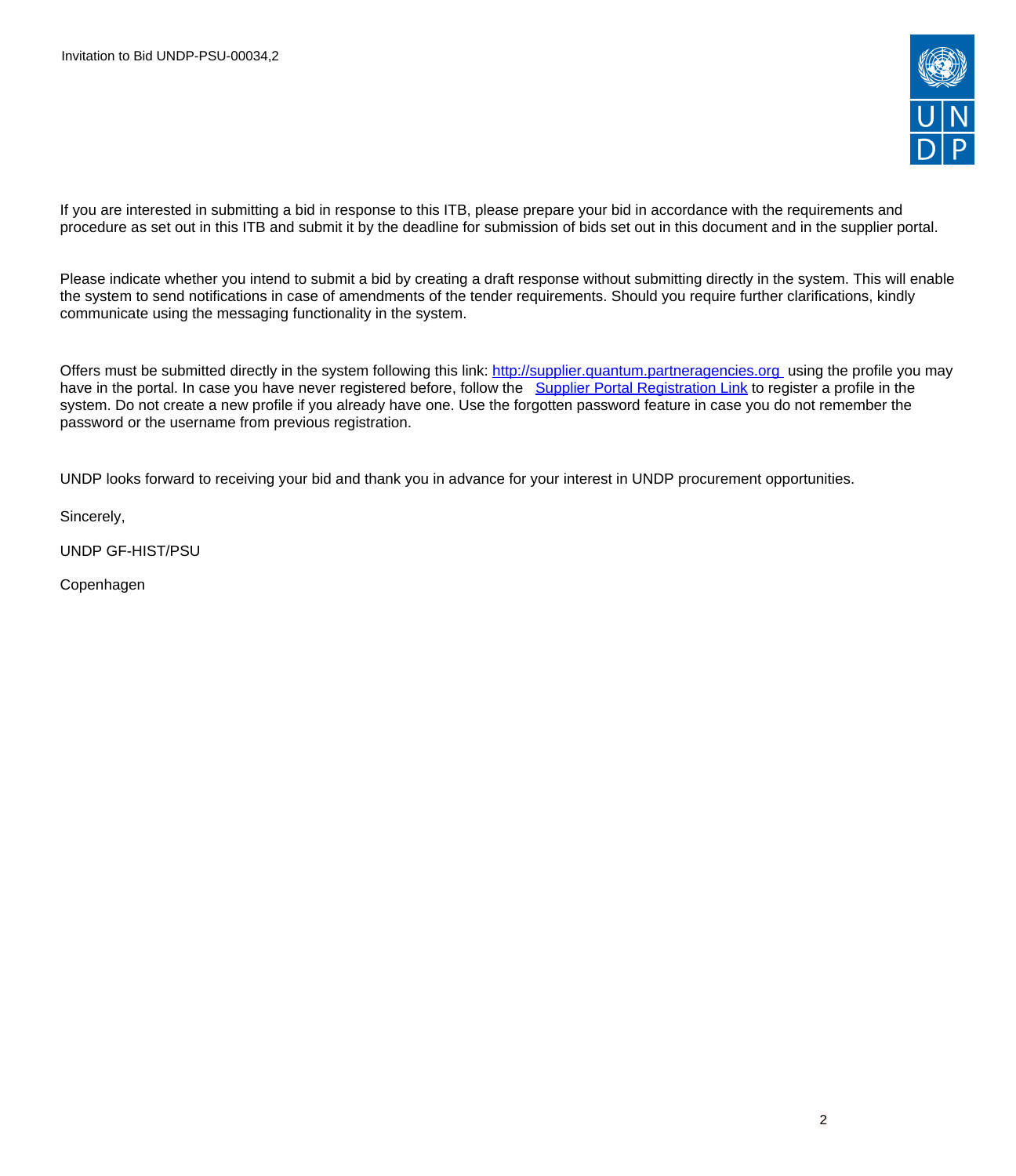If you are interested in submitting a bid in response to this ITB, please prepare your bid in accordance with the requirements and procedure as set out in this ITB and submit it by the deadline for submission of bids set out in this document and in the supplier portal.

Please indicate whether you intend to submit a bid by creating a draft response without submitting directly in the system. This will enable the system to send notifications in case of amendments of the tender requirements. Should you require further clarifications, kindly communicate using the messaging functionality in the system.

Offers must be submitted directly in the system following this link: [http://supplier.quantum.partneragencies.org](http://supplier.quantum.partneragencies.org) using the profile you may have in the portal. In case you have never registered before, follow the [Supplier Portal Registration Link]() to register a profile in the system. Do not create a new profile if you already have one. Use the forgotten password feature in case you do not remember the password or the username from previous registration.

UNDP looks forward to receiving your bid and thank you in advance for your interest in UNDP procurement opportunities.

Sincerely,

UNDP GF-HIST/PSU

Copenhagen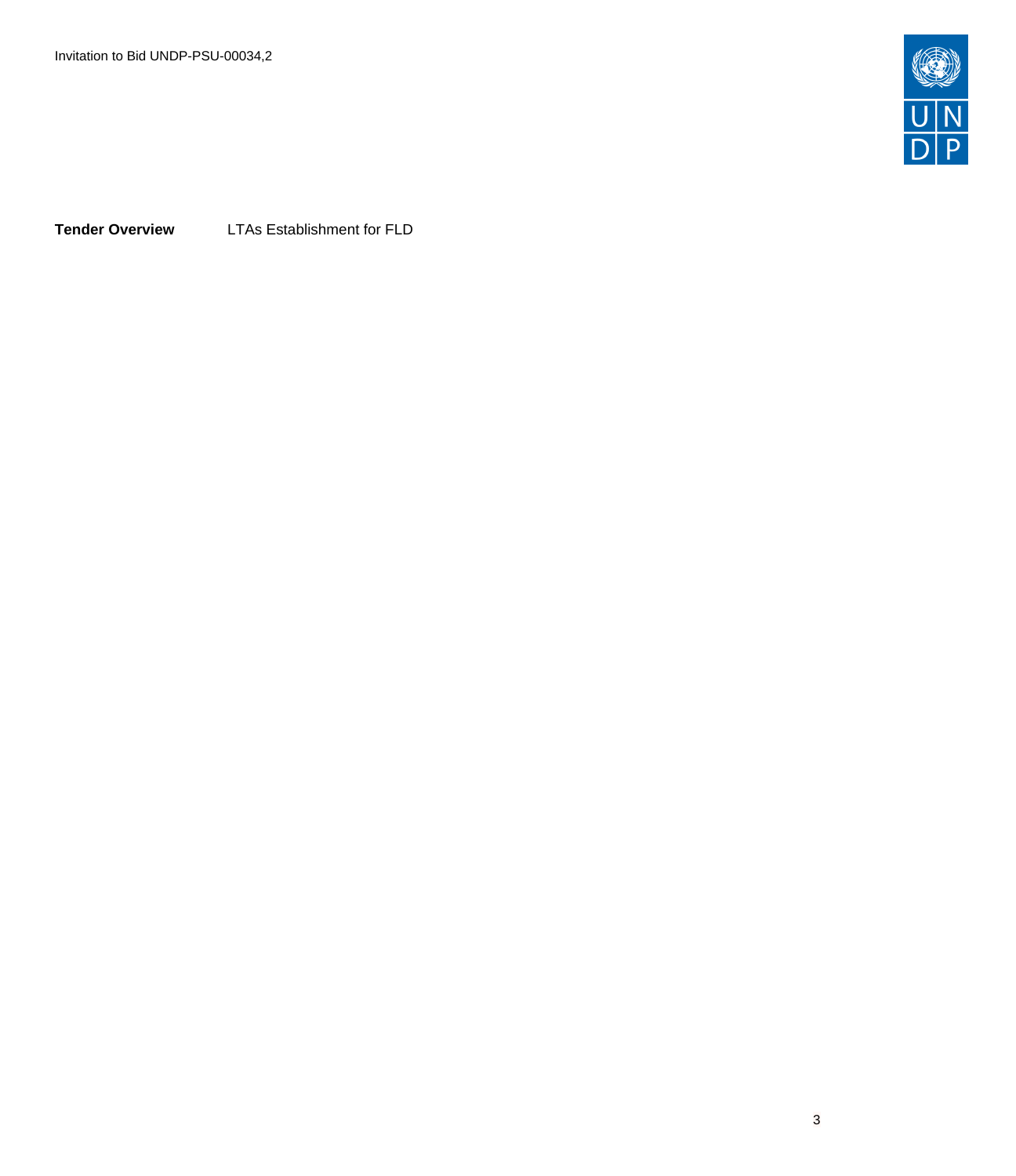**Tender Overview** LTAs Establishment for FLD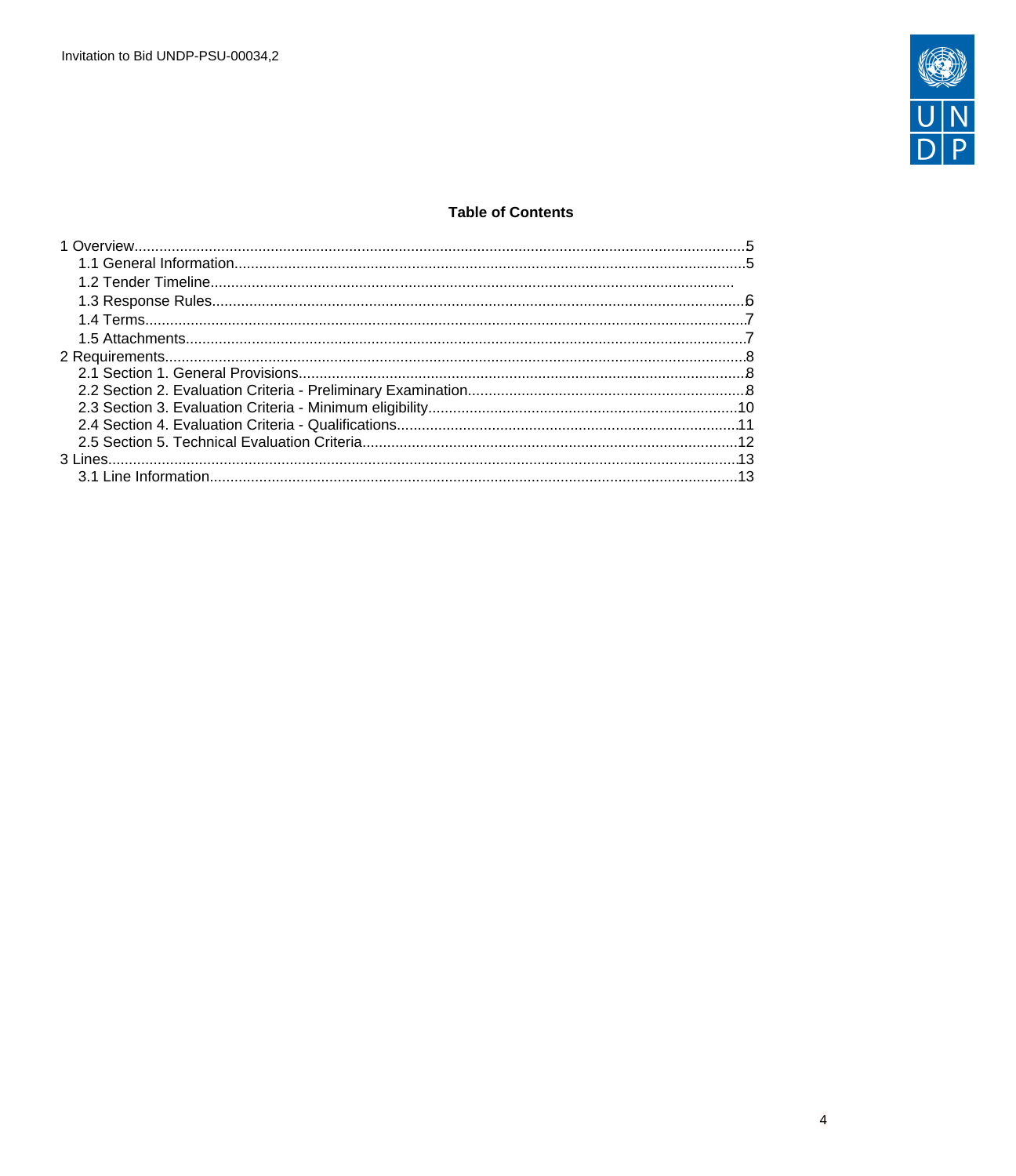**Table of Contents**

1 Overview....................5
- 1.1 General Information....................5
- 1.2 Tender Timeline....................
- 1.3 Response Rules....................6
- 1.4 Terms....................7
- 1.5 Attachments....................7

2 Requirements....................8
- 2.1 Section 1. General Provisions....................8
- 2.2 Section 2. Evaluation Criteria - Preliminary Examination....................8
- 2.3 Section 3. Evaluation Criteria - Minimum eligibility....................10
- 2.4 Section 4. Evaluation Criteria - Qualifications....................11
- 2.5 Section 5. Technical Evaluation Criteria....................12

3 Lines....................13
- 3.1 Line Information....................13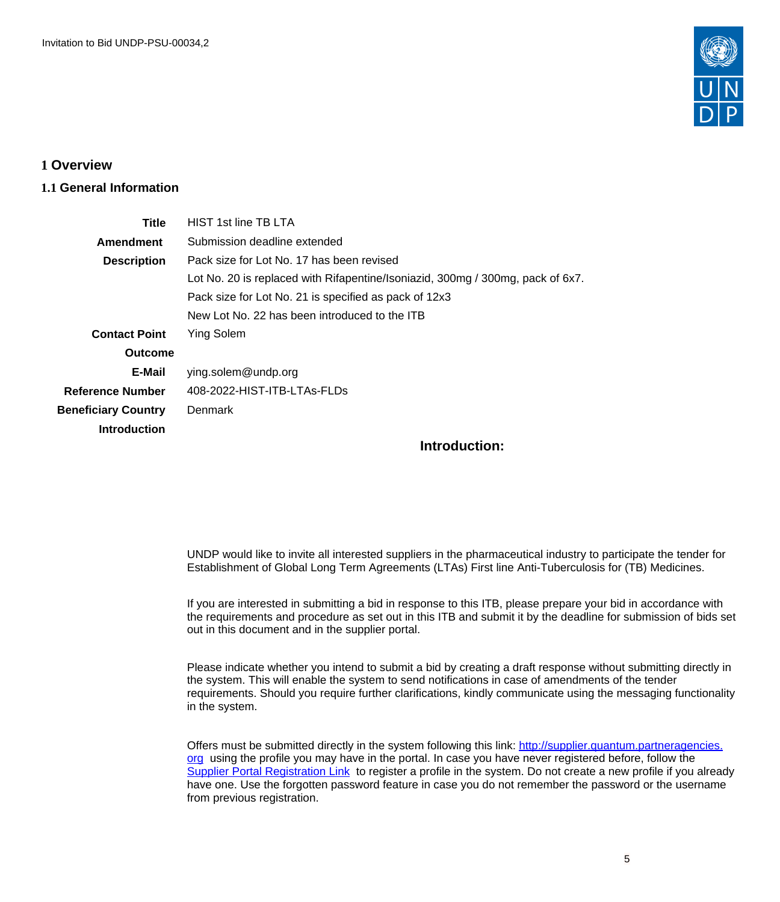# 1 Overview

## 1.1 General Information

| | |
|---|---|
| **Title** | HIST 1st line TB LTA |
| **Amendment** | Submission deadline extended |
| **Description** | Pack size for Lot No. 17 has been revised<br>Lot No. 20 is replaced with Rifapentine/Isoniazid, 300mg / 300mg, pack of 6x7.<br>Pack size for Lot No. 21 is specified as pack of 12x3<br>New Lot No. 22 has been introduced to the ITB |
| **Contact Point** | Ying Solem |
| **Outcome** | |
| **E-Mail** | ying.solem@undp.org |
| **Reference Number** | 408-2022-HIST-ITB-LTAs-FLDs |
| **Beneficiary Country** | Denmark |
| **Introduction** | |

**Introduction:**

UNDP would like to invite all interested suppliers in the pharmaceutical industry to participate the tender for Establishment of Global Long Term Agreements (LTAs) First line Anti-Tuberculosis for (TB) Medicines.

If you are interested in submitting a bid in response to this ITB, please prepare your bid in accordance with the requirements and procedure as set out in this ITB and submit it by the deadline for submission of bids set out in this document and in the supplier portal.

Please indicate whether you intend to submit a bid by creating a draft response without submitting directly in the system. This will enable the system to send notifications in case of amendments of the tender requirements. Should you require further clarifications, kindly communicate using the messaging functionality in the system.

Offers must be submitted directly in the system following this link: [http://supplier.quantum.partneragencies.org](http://supplier.quantum.partneragencies.org) using the profile you may have in the portal. In case you have never registered before, follow the Supplier Portal Registration Link to register a profile in the system. Do not create a new profile if you already have one. Use the forgotten password feature in case you do not remember the password or the username from previous registration.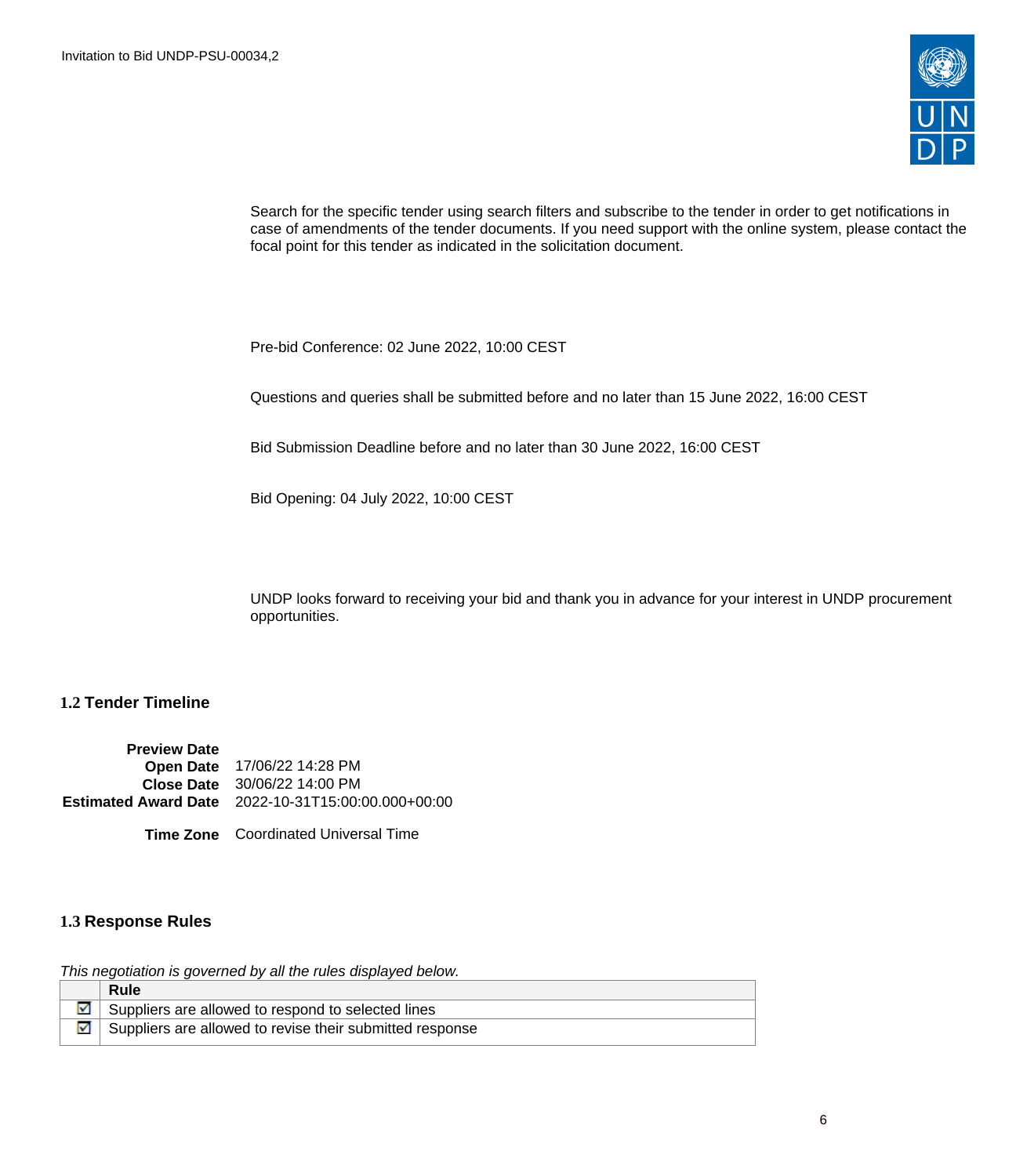Search for the specific tender using search filters and subscribe to the tender in order to get notifications in case of amendments of the tender documents. If you need support with the online system, please contact the focal point for this tender as indicated in the solicitation document.

Pre-bid Conference: 02 June 2022, 10:00 CEST

Questions and queries shall be submitted before and no later than 15 June 2022, 16:00 CEST

Bid Submission Deadline before and no later than 30 June 2022, 16:00 CEST

Bid Opening: 04 July 2022, 10:00 CEST

UNDP looks forward to receiving your bid and thank you in advance for your interest in UNDP procurement opportunities.

## 1.2 Tender Timeline

| | |
|---|---|
| **Preview Date** | |
| **Open Date** | 17/06/22 14:28 PM |
| **Close Date** | 30/06/22 14:00 PM |
| **Estimated Award Date** | 2022-10-31T15:00:00.000+00:00 |
| **Time Zone** | Coordinated Universal Time |

## 1.3 Response Rules

*This negotiation is governed by all the rules displayed below.*

| | Rule |
|---|---|
| ☑ | Suppliers are allowed to respond to selected lines |
| ☑ | Suppliers are allowed to revise their submitted response |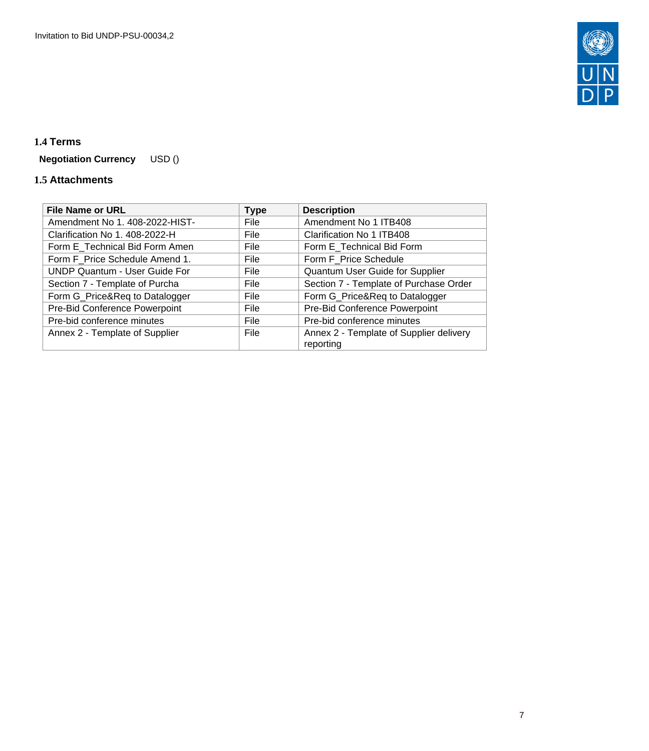### 1.4 Terms

**Negotiation Currency** USD ()

### 1.5 Attachments

| File Name or URL | Type | Description |
|---|---|---|
| Amendment No 1. 408-2022-HIST- | File | Amendment No 1 ITB408 |
| Clarification No 1. 408-2022-H | File | Clarification No 1 ITB408 |
| Form E_Technical Bid Form Amen | File | Form E_Technical Bid Form |
| Form F_Price Schedule Amend 1. | File | Form F_Price Schedule |
| UNDP Quantum - User Guide For | File | Quantum User Guide for Supplier |
| Section 7 - Template of Purcha | File | Section 7 - Template of Purchase Order |
| Form G_Price&Req to Datalogger | File | Form G_Price&Req to Datalogger |
| Pre-Bid Conference Powerpoint | File | Pre-Bid Conference Powerpoint |
| Pre-bid conference minutes | File | Pre-bid conference minutes |
| Annex 2 - Template of Supplier | File | Annex 2 - Template of Supplier delivery reporting |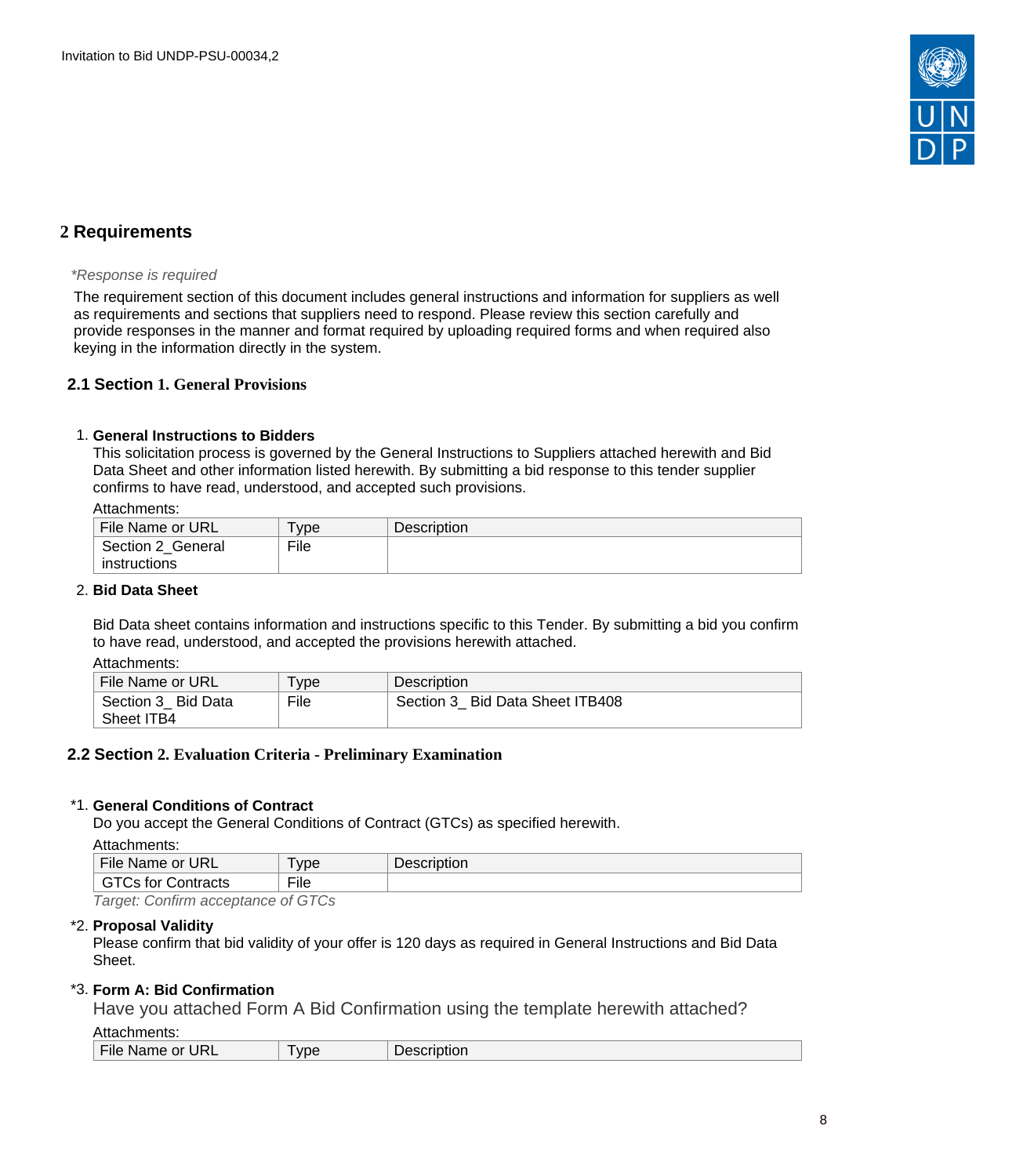## 2 Requirements

*\*Response is required*

The requirement section of this document includes general instructions and information for suppliers as well as requirements and sections that suppliers need to respond. Please review this section carefully and provide responses in the manner and format required by uploading required forms and when required also keying in the information directly in the system.

### 2.1 Section 1. General Provisions

1. **General Instructions to Bidders**
   This solicitation process is governed by the General Instructions to Suppliers attached herewith and Bid Data Sheet and other information listed herewith. By submitting a bid response to this tender supplier confirms to have read, understood, and accepted such provisions.

   Attachments:

   | File Name or URL | Type | Description |
   |---|---|---|
   | Section 2_General instructions | File | |

2. **Bid Data Sheet**

   Bid Data sheet contains information and instructions specific to this Tender. By submitting a bid you confirm to have read, understood, and accepted the provisions herewith attached.

   Attachments:

   | File Name or URL | Type | Description |
   |---|---|---|
   | Section 3_ Bid Data Sheet ITB4 | File | Section 3_ Bid Data Sheet ITB408 |

### 2.2 Section 2. Evaluation Criteria - Preliminary Examination

*1. **General Conditions of Contract**
   Do you accept the General Conditions of Contract (GTCs) as specified herewith.

   Attachments:

   | File Name or URL | Type | Description |
   |---|---|---|
   | GTCs for Contracts | File | |

   *Target: Confirm acceptance of GTCs*

*2. **Proposal Validity**
   Please confirm that bid validity of your offer is 120 days as required in General Instructions and Bid Data Sheet.

*3. **Form A: Bid Confirmation**
   Have you attached Form A Bid Confirmation using the template herewith attached?

   Attachments:

   | File Name or URL | Type | Description |
   |---|---|---|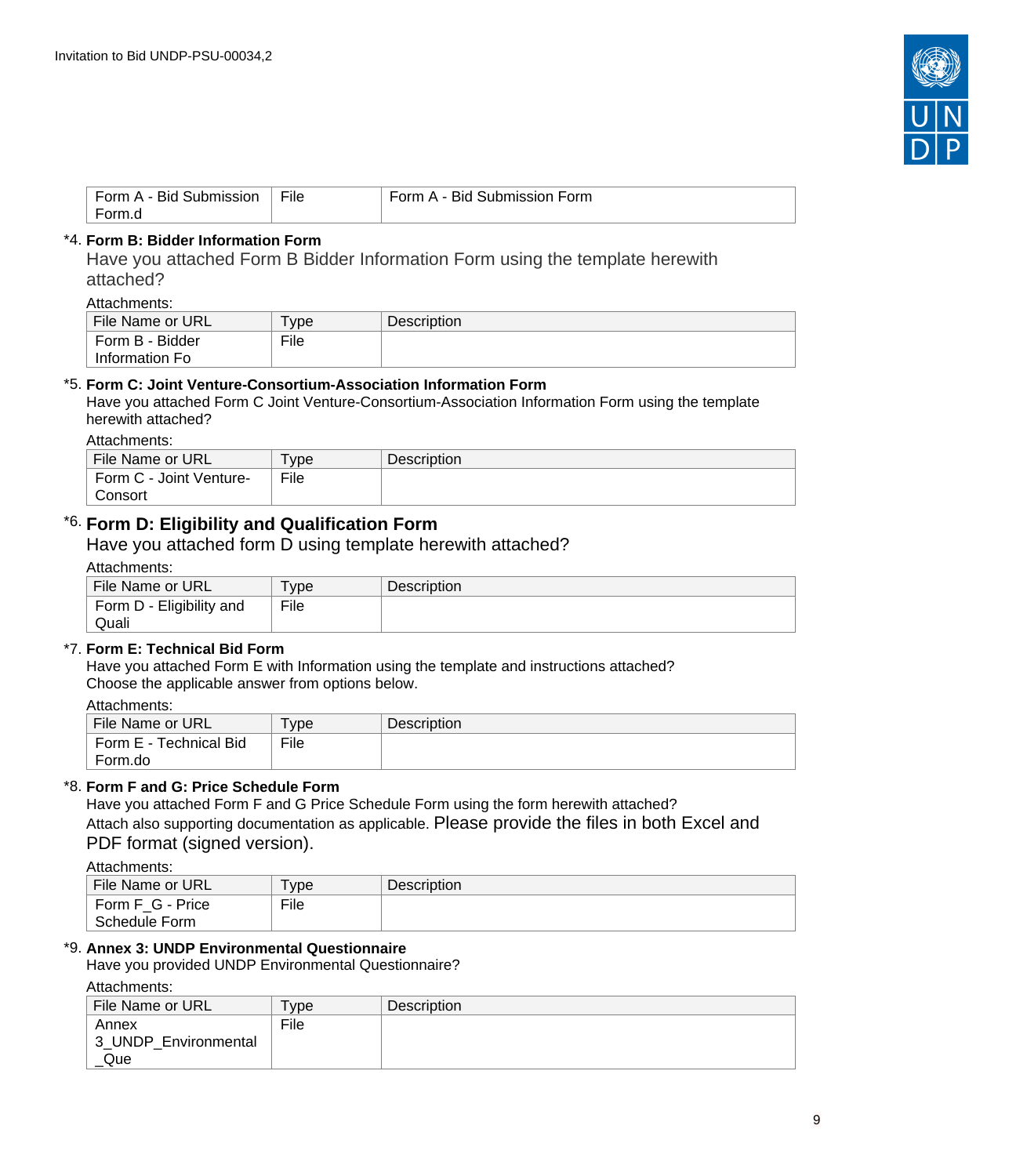| Form A - Bid Submission Form.d | File | Form A - Bid Submission Form |
|---|---|---|

*4. **Form B: Bidder Information Form**

Have you attached Form B Bidder Information Form using the template herewith attached?

Attachments:

| File Name or URL | Type | Description |
|---|---|---|
| Form B - Bidder Information Fo | File | |

*5. **Form C: Joint Venture-Consortium-Association Information Form**

Have you attached Form C Joint Venture-Consortium-Association Information Form using the template herewith attached?

Attachments:

| File Name or URL | Type | Description |
|---|---|---|
| Form C - Joint Venture-Consort | File | |

*6. **Form D: Eligibility and Qualification Form**

Have you attached form D using template herewith attached?

Attachments:

| File Name or URL | Type | Description |
|---|---|---|
| Form D - Eligibility and Quali | File | |

*7. **Form E: Technical Bid Form**

Have you attached Form E with Information using the template and instructions attached?
Choose the applicable answer from options below.

Attachments:

| File Name or URL | Type | Description |
|---|---|---|
| Form E - Technical Bid Form.do | File | |

*8. **Form F and G: Price Schedule Form**

Have you attached Form F and G Price Schedule Form using the form herewith attached?
Attach also supporting documentation as applicable. Please provide the files in both Excel and PDF format (signed version).

Attachments:

| File Name or URL | Type | Description |
|---|---|---|
| Form F_G - Price Schedule Form | File | |

*9. **Annex 3: UNDP Environmental Questionnaire**

Have you provided UNDP Environmental Questionnaire?

Attachments:

| File Name or URL | Type | Description |
|---|---|---|
| Annex 3_UNDP_Environmental_Que | File | |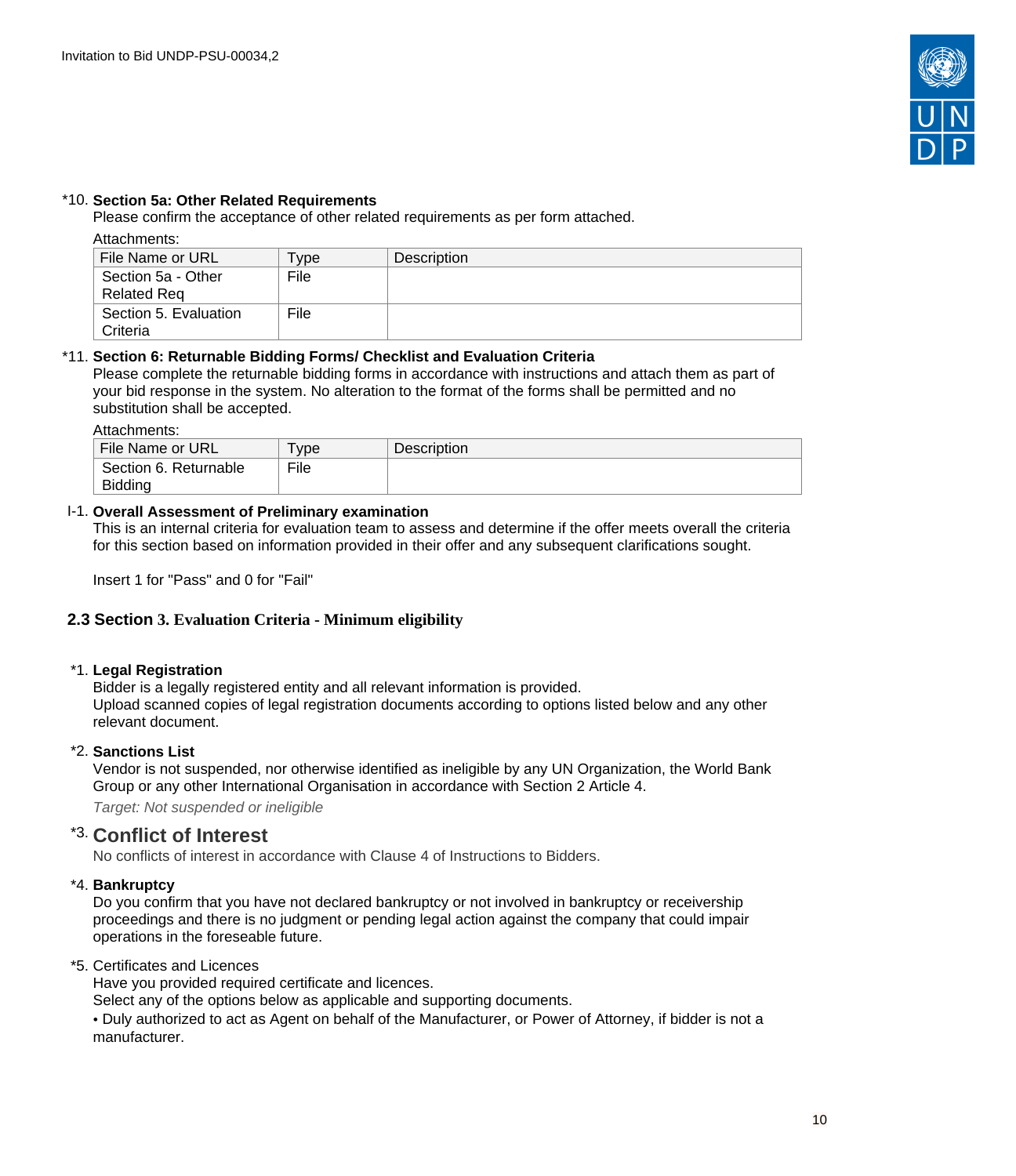*10. **Section 5a: Other Related Requirements**
Please confirm the acceptance of other related requirements as per form attached.

Attachments:

| File Name or URL | Type | Description |
|---|---|---|
| Section 5a - Other Related Req | File | |
| Section 5. Evaluation Criteria | File | |

*11. **Section 6: Returnable Bidding Forms/ Checklist and Evaluation Criteria**
Please complete the returnable bidding forms in accordance with instructions and attach them as part of your bid response in the system. No alteration to the format of the forms shall be permitted and no substitution shall be accepted.

Attachments:

| File Name or URL | Type | Description |
|---|---|---|
| Section 6. Returnable Bidding | File | |

I-1. **Overall Assessment of Preliminary examination**
This is an internal criteria for evaluation team to assess and determine if the offer meets overall the criteria for this section based on information provided in their offer and any subsequent clarifications sought.

Insert 1 for "Pass" and 0 for "Fail"

## 2.3 Section 3. Evaluation Criteria - Minimum eligibility

*1. **Legal Registration**
Bidder is a legally registered entity and all relevant information is provided.
Upload scanned copies of legal registration documents according to options listed below and any other relevant document.

*2. **Sanctions List**
Vendor is not suspended, nor otherwise identified as ineligible by any UN Organization, the World Bank Group or any other International Organisation in accordance with Section 2 Article 4.

*Target: Not suspended or ineligible*

*3. **Conflict of Interest**
No conflicts of interest in accordance with Clause 4 of Instructions to Bidders.

*4. **Bankruptcy**
Do you confirm that you have not declared bankruptcy or not involved in bankruptcy or receivership proceedings and there is no judgment or pending legal action against the company that could impair operations in the foreseeable future.

*5. Certificates and Licences
Have you provided required certificate and licences.
Select any of the options below as applicable and supporting documents.
• Duly authorized to act as Agent on behalf of the Manufacturer, or Power of Attorney, if bidder is not a manufacturer.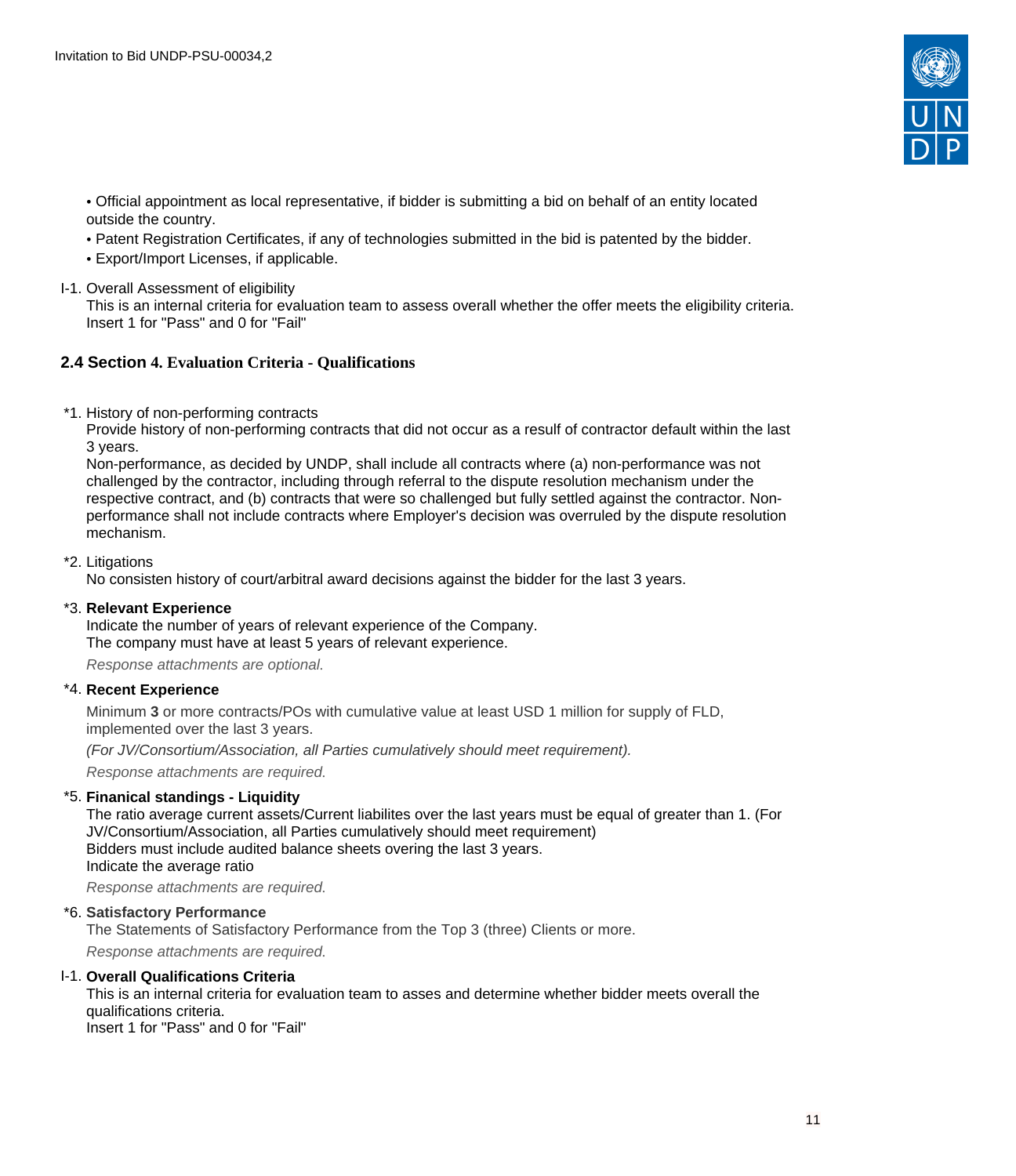• Official appointment as local representative, if bidder is submitting a bid on behalf of an entity located outside the country.

• Patent Registration Certificates, if any of technologies submitted in the bid is patented by the bidder.

• Export/Import Licenses, if applicable.

I-1. Overall Assessment of eligibility
This is an internal criteria for evaluation team to assess overall whether the offer meets the eligibility criteria.
Insert 1 for "Pass" and 0 for "Fail"

## 2.4 Section 4. Evaluation Criteria - Qualifications

*1. History of non-performing contracts
Provide history of non-performing contracts that did not occur as a result of contractor default within the last 3 years.
Non-performance, as decided by UNDP, shall include all contracts where (a) non-performance was not challenged by the contractor, including through referral to the dispute resolution mechanism under the respective contract, and (b) contracts that were so challenged but fully settled against the contractor. Non-performance shall not include contracts where Employer's decision was overruled by the dispute resolution mechanism.

*2. Litigations
No consisten history of court/arbitral award decisions against the bidder for the last 3 years.

*3. **Relevant Experience**
Indicate the number of years of relevant experience of the Company.
The company must have at least 5 years of relevant experience.

*Response attachments are optional.*

*4. **Recent Experience**

Minimum **3** or more contracts/POs with cumulative value at least USD 1 million for supply of FLD, implemented over the last 3 years.

*(For JV/Consortium/Association, all Parties cumulatively should meet requirement).*

*Response attachments are required.*

*5. **Finanical standings - Liquidity**
The ratio average current assets/Current liabilites over the last years must be equal of greater than 1. (For JV/Consortium/Association, all Parties cumulatively should meet requirement)
Bidders must include audited balance sheets overing the last 3 years.
Indicate the average ratio

*Response attachments are required.*

*6. **Satisfactory Performance**
The Statements of Satisfactory Performance from the Top 3 (three) Clients or more.

*Response attachments are required.*

I-1. **Overall Qualifications Criteria**
This is an internal criteria for evaluation team to asses and determine whether bidder meets overall the qualifications criteria.
Insert 1 for "Pass" and 0 for "Fail"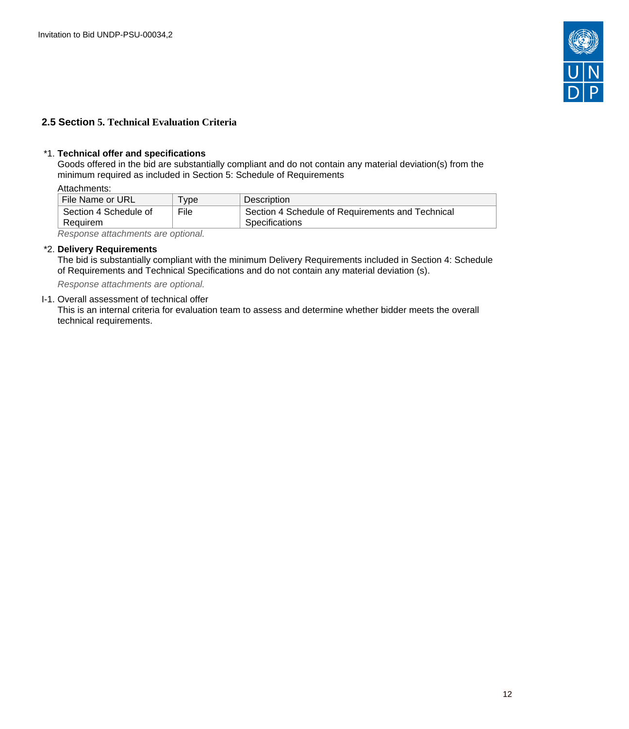## 2.5 Section 5. Technical Evaluation Criteria

*1. **Technical offer and specifications**
Goods offered in the bid are substantially compliant and do not contain any material deviation(s) from the minimum required as included in Section 5: Schedule of Requirements

Attachments:

| File Name or URL | Type | Description |
|---|---|---|
| Section 4 Schedule of Requirem | File | Section 4 Schedule of Requirements and Technical Specifications |

*Response attachments are optional.*

*2. **Delivery Requirements**
The bid is substantially compliant with the minimum Delivery Requirements included in Section 4: Schedule of Requirements and Technical Specifications and do not contain any material deviation (s).

*Response attachments are optional.*

I-1. Overall assessment of technical offer
This is an internal criteria for evaluation team to assess and determine whether bidder meets the overall technical requirements.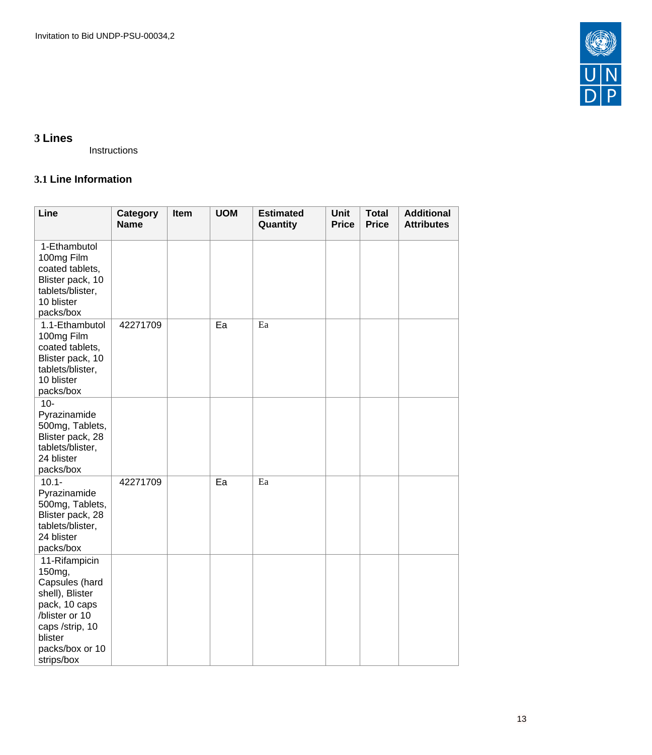## 3 Lines

Instructions

### 3.1 Line Information

| Line | Category Name | Item | UOM | Estimated Quantity | Unit Price | Total Price | Additional Attributes |
|---|---|---|---|---|---|---|---|
| 1-Ethambutol 100mg Film coated tablets, Blister pack, 10 tablets/blister, 10 blister packs/box | | | | | | | |
| 1.1-Ethambutol 100mg Film coated tablets, Blister pack, 10 tablets/blister, 10 blister packs/box | 42271709 | | Ea | Ea | | | |
| 10-Pyrazinamide 500mg, Tablets, Blister pack, 28 tablets/blister, 24 blister packs/box | | | | | | | |
| 10.1-Pyrazinamide 500mg, Tablets, Blister pack, 28 tablets/blister, 24 blister packs/box | 42271709 | | Ea | Ea | | | |
| 11-Rifampicin 150mg, Capsules (hard shell), Blister pack, 10 caps /blister or 10 caps /strip, 10 blister packs/box or 10 strips/box | | | | | | | |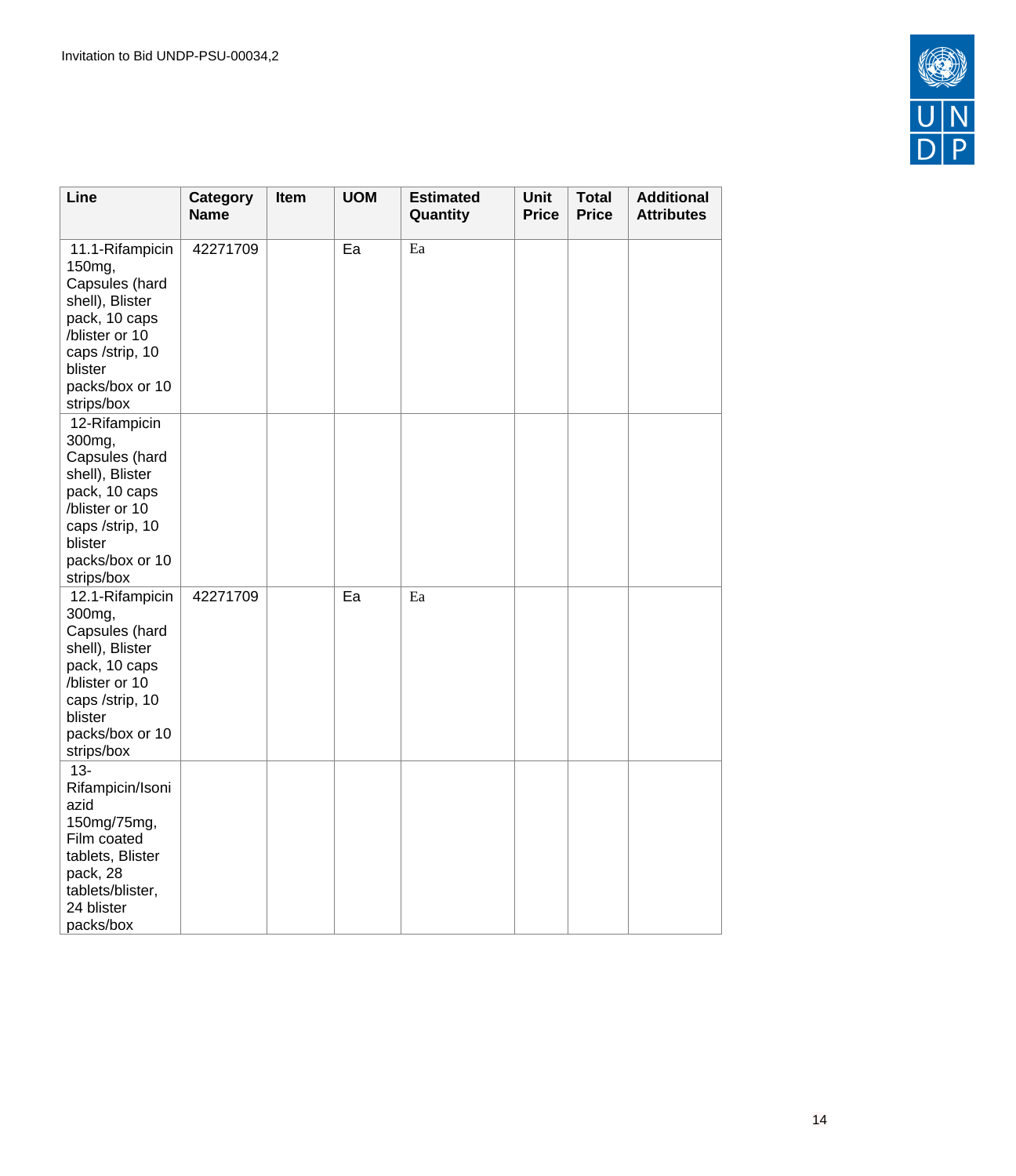| Line | Category Name | Item | UOM | Estimated Quantity | Unit Price | Total Price | Additional Attributes |
|---|---|---|---|---|---|---|---|
| 11.1-Rifampicin 150mg, Capsules (hard shell), Blister pack, 10 caps /blister or 10 caps /strip, 10 blister packs/box or 10 strips/box | 42271709 | | Ea | Ea | | | |
| 12-Rifampicin 300mg, Capsules (hard shell), Blister pack, 10 caps /blister or 10 caps /strip, 10 blister packs/box or 10 strips/box | | | | | | | |
| 12.1-Rifampicin 300mg, Capsules (hard shell), Blister pack, 10 caps /blister or 10 caps /strip, 10 blister packs/box or 10 strips/box | 42271709 | | Ea | Ea | | | |
| 13-Rifampicin/Isoniazid 150mg/75mg, Film coated tablets, Blister pack, 28 tablets/blister, 24 blister packs/box | | | | | | | |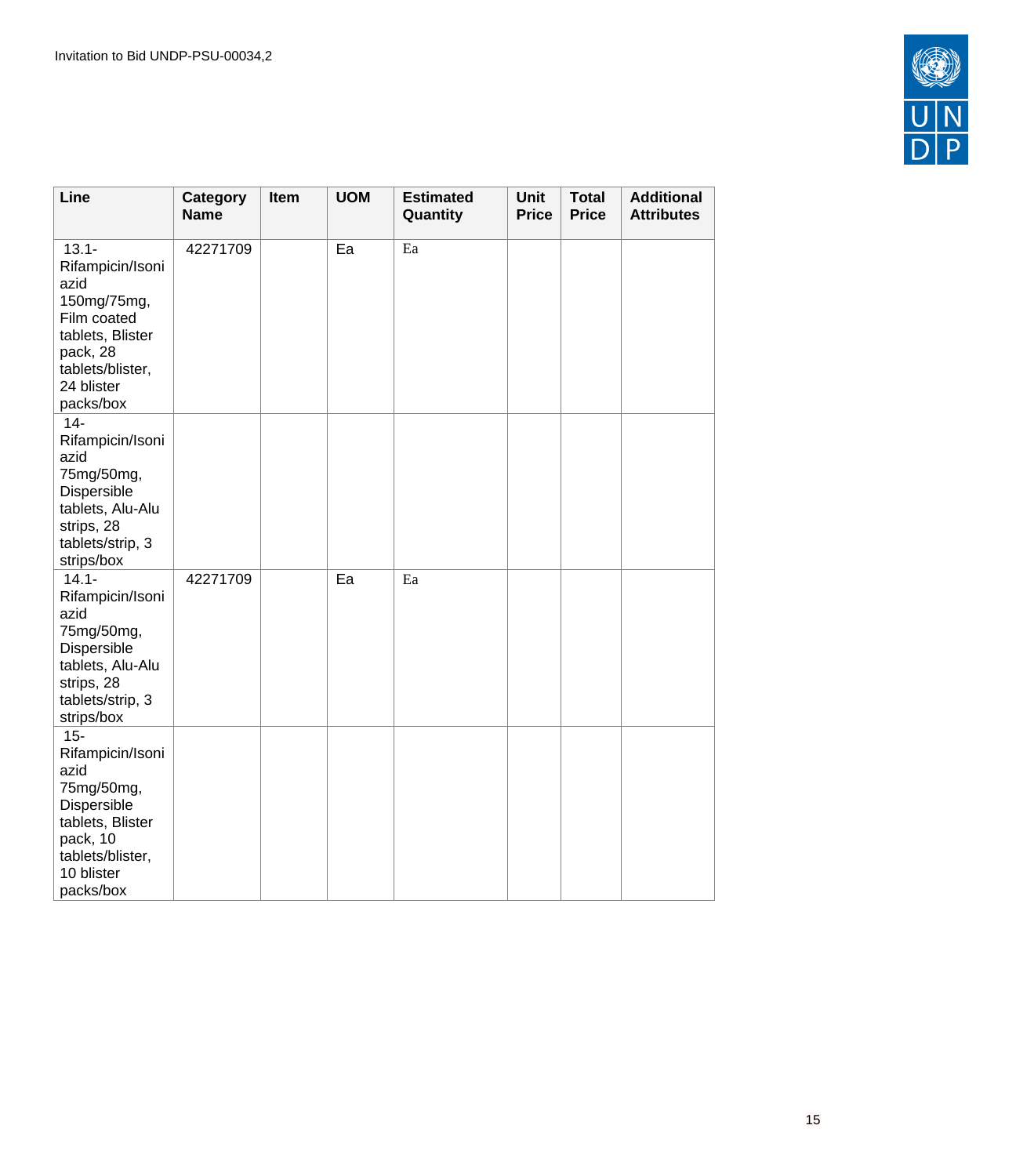| Line | Category Name | Item | UOM | Estimated Quantity | Unit Price | Total Price | Additional Attributes |
|---|---|---|---|---|---|---|---|
| 13.1-Rifampicin/Isoniazid 150mg/75mg, Film coated tablets, Blister pack, 28 tablets/blister, 24 blister packs/box | 42271709 | | Ea | Ea | | | |
| 14-Rifampicin/Isoniazid 75mg/50mg, Dispersible tablets, Alu-Alu strips, 28 tablets/strip, 3 strips/box | | | | | | | |
| 14.1-Rifampicin/Isoniazid 75mg/50mg, Dispersible tablets, Alu-Alu strips, 28 tablets/strip, 3 strips/box | 42271709 | | Ea | Ea | | | |
| 15-Rifampicin/Isoniazid 75mg/50mg, Dispersible tablets, Blister pack, 10 tablets/blister, 10 blister packs/box | | | | | | | |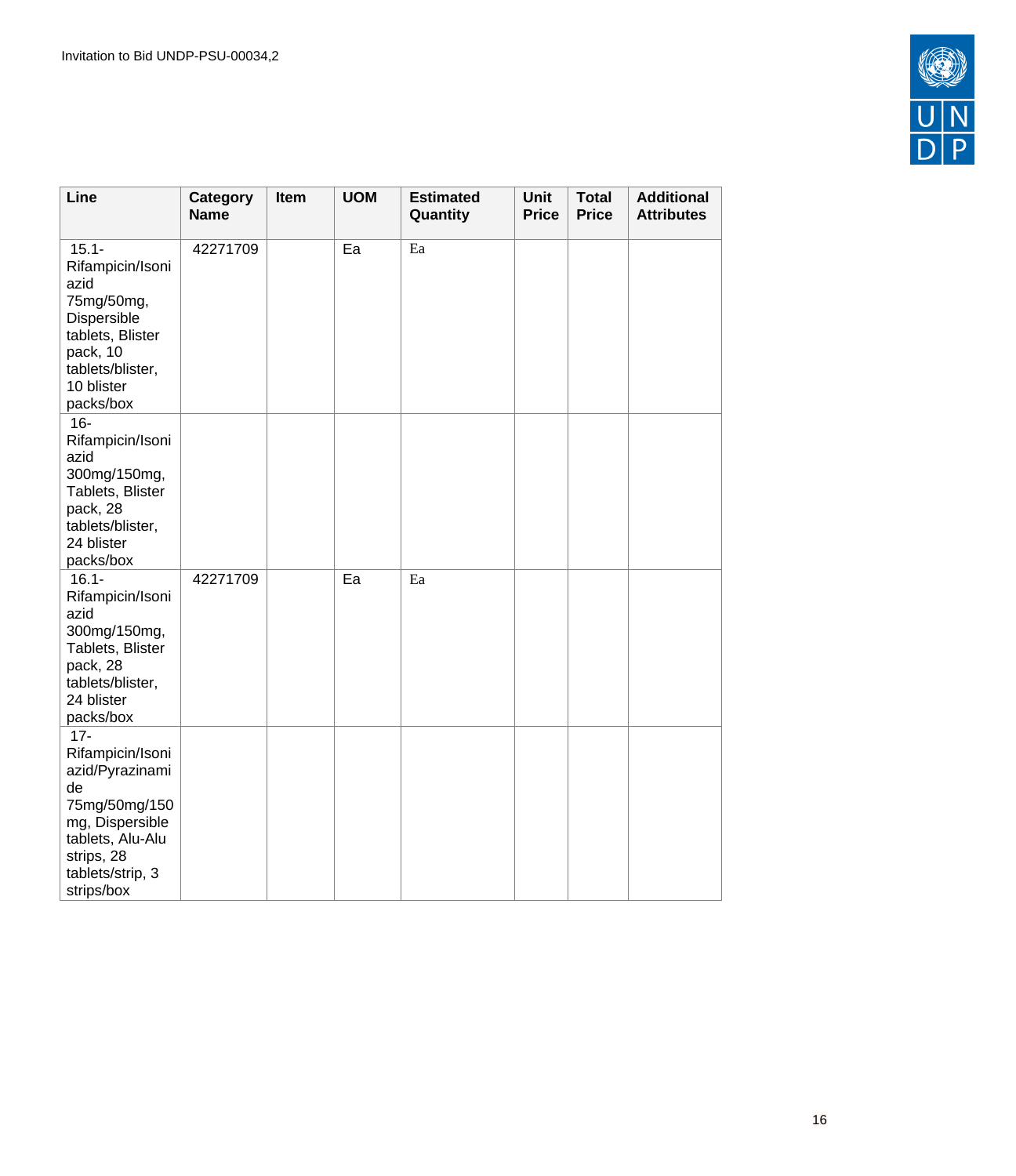| Line | Category Name | Item | UOM | Estimated Quantity | Unit Price | Total Price | Additional Attributes |
|---|---|---|---|---|---|---|---|
| 15.1- Rifampicin/Isoniazid 75mg/50mg, Dispersible tablets, Blister pack, 10 tablets/blister, 10 blister packs/box | 42271709 | | Ea | Ea | | | |
| 16- Rifampicin/Isoniazid 300mg/150mg, Tablets, Blister pack, 28 tablets/blister, 24 blister packs/box | | | | | | | |
| 16.1- Rifampicin/Isoniazid 300mg/150mg, Tablets, Blister pack, 28 tablets/blister, 24 blister packs/box | 42271709 | | Ea | Ea | | | |
| 17- Rifampicin/Isoniazid/Pyrazinamide 75mg/50mg/150mg, Dispersible tablets, Alu-Alu strips, 28 tablets/strip, 3 strips/box | | | | | | | |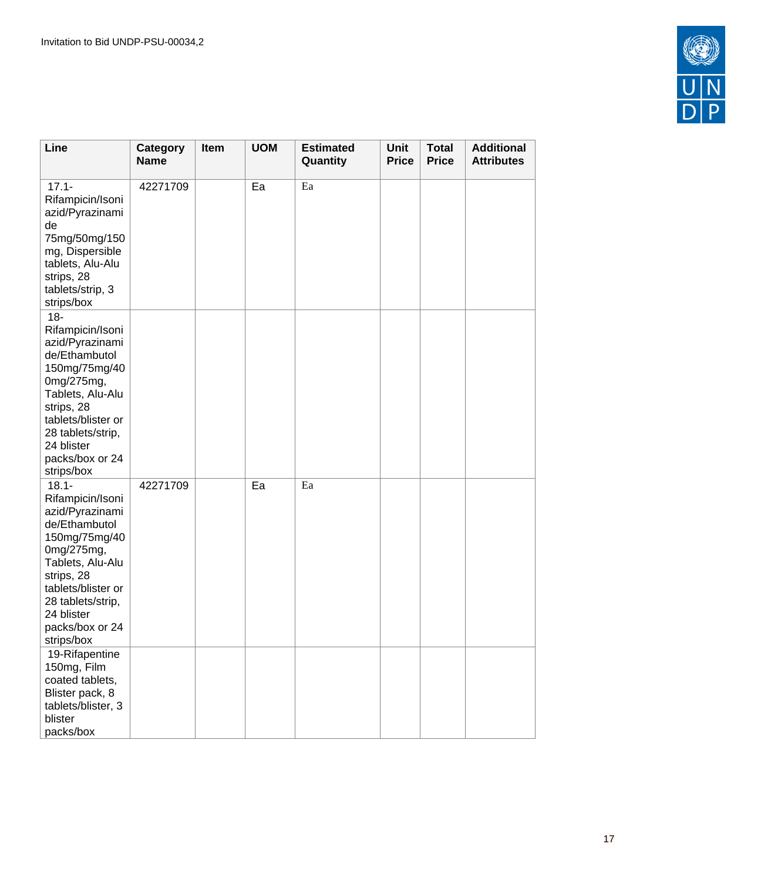| Line | Category Name | Item | UOM | Estimated Quantity | Unit Price | Total Price | Additional Attributes |
|---|---|---|---|---|---|---|---|
| 17.1-Rifampicin/Isoniazid/Pyrazinamide 75mg/50mg/150mg, Dispersible tablets, Alu-Alu strips, 28 tablets/strip, 3 strips/box | 42271709 | | Ea | Ea | | | |
| 18-Rifampicin/Isoniazid/Pyrazinamide/Ethambutol 150mg/75mg/400mg/275mg, Tablets, Alu-Alu strips, 28 tablets/blister or 28 tablets/strip, 24 blister packs/box or 24 strips/box | | | | | | | |
| 18.1-Rifampicin/Isoniazid/Pyrazinamide/Ethambutol 150mg/75mg/400mg/275mg, Tablets, Alu-Alu strips, 28 tablets/blister or 28 tablets/strip, 24 blister packs/box or 24 strips/box | 42271709 | | Ea | Ea | | | |
| 19-Rifapentine 150mg, Film coated tablets, Blister pack, 8 tablets/blister, 3 blister packs/box | | | | | | | |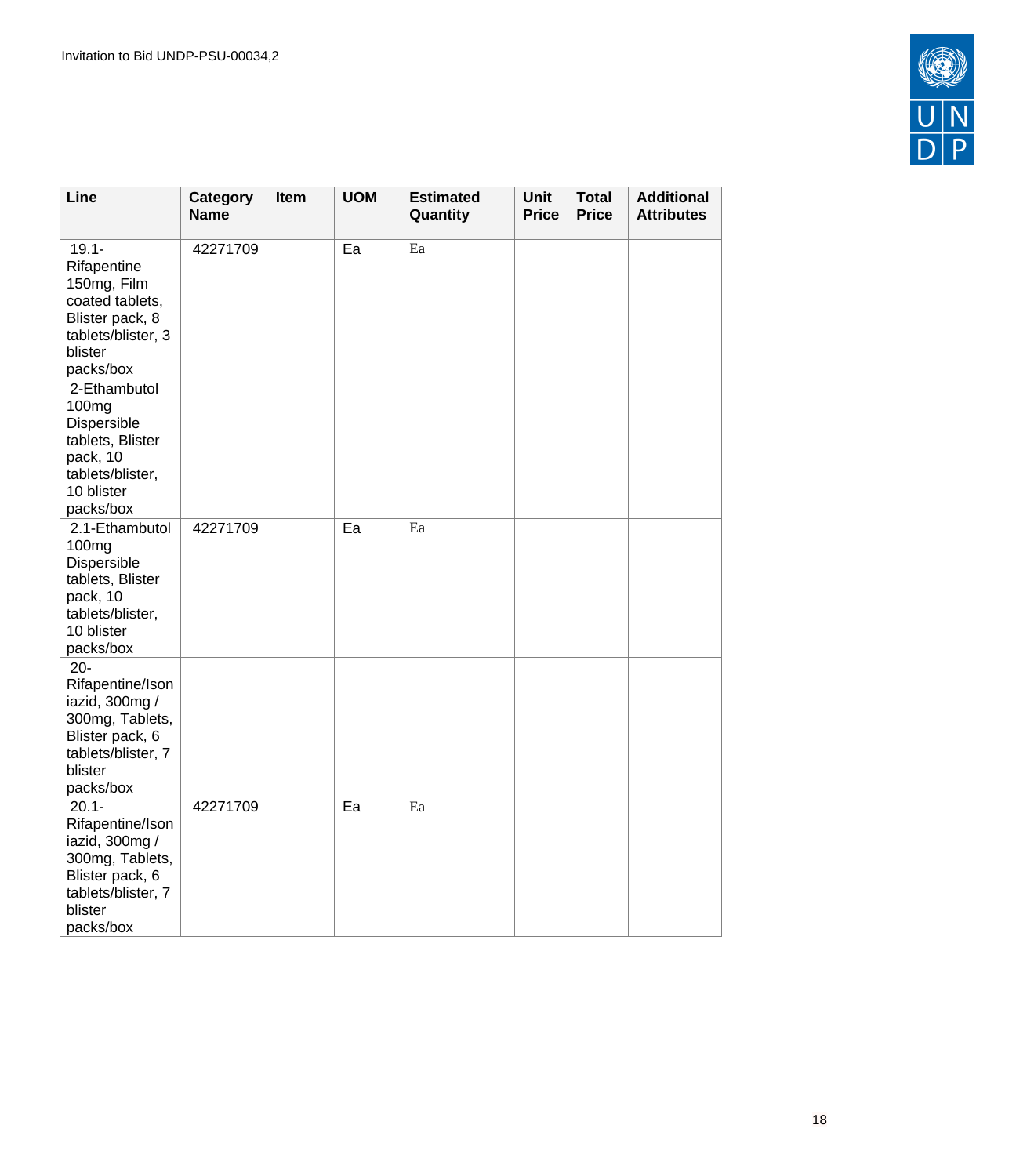| Line | Category Name | Item | UOM | Estimated Quantity | Unit Price | Total Price | Additional Attributes |
|---|---|---|---|---|---|---|---|
| 19.1-Rifapentine 150mg, Film coated tablets, Blister pack, 8 tablets/blister, 3 blister packs/box | 42271709 | | Ea | Ea | | | |
| 2-Ethambutol 100mg Dispersible tablets, Blister pack, 10 tablets/blister, 10 blister packs/box | | | | | | | |
| 2.1-Ethambutol 100mg Dispersible tablets, Blister pack, 10 tablets/blister, 10 blister packs/box | 42271709 | | Ea | Ea | | | |
| 20-Rifapentine/Isoniazid, 300mg / 300mg, Tablets, Blister pack, 6 tablets/blister, 7 blister packs/box | | | | | | | |
| 20.1-Rifapentine/Isoniazid, 300mg / 300mg, Tablets, Blister pack, 6 tablets/blister, 7 blister packs/box | 42271709 | | Ea | Ea | | | |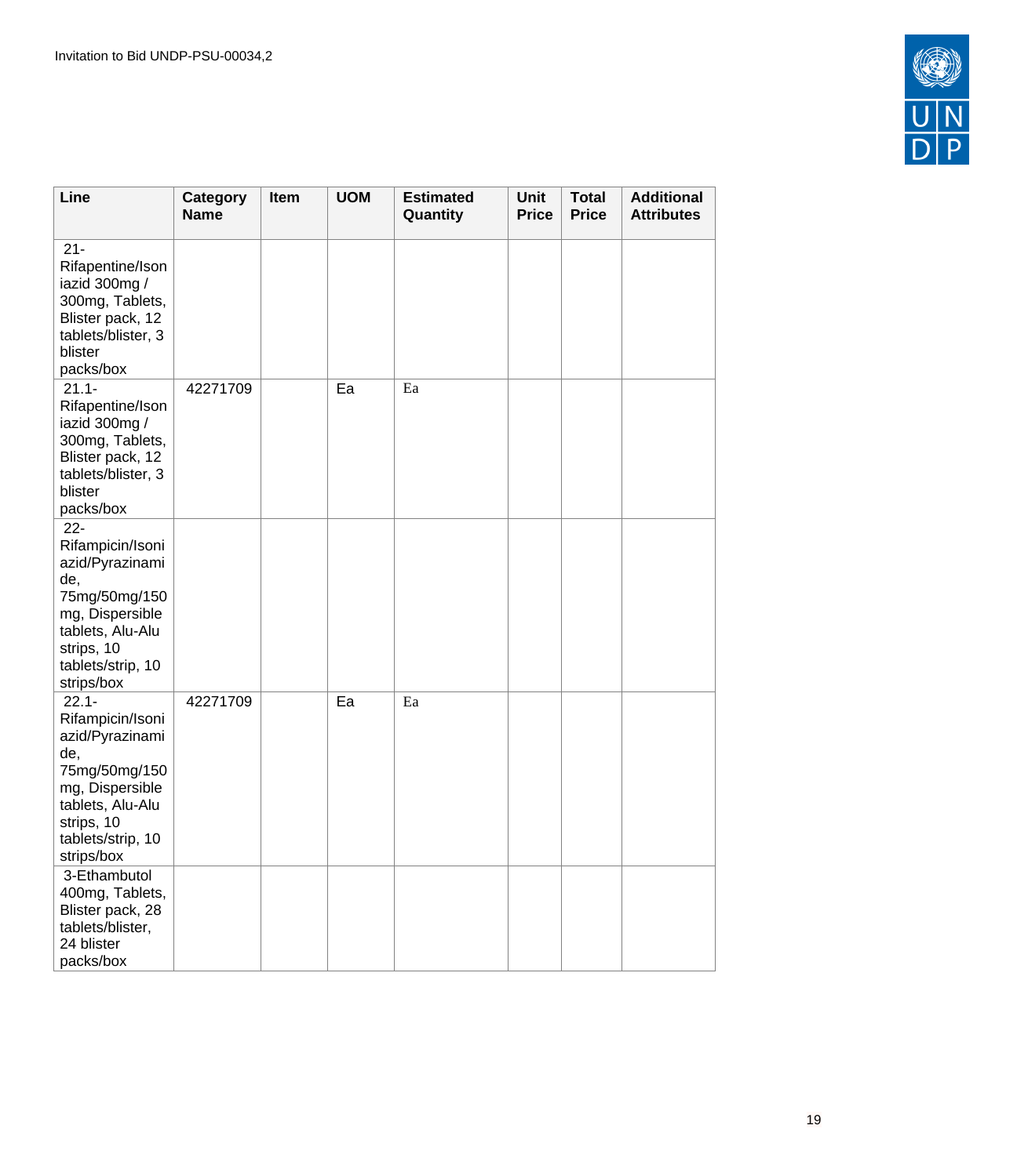| Line | Category Name | Item | UOM | Estimated Quantity | Unit Price | Total Price | Additional Attributes |
|---|---|---|---|---|---|---|---|
| 21-Rifapentine/Isoniazid 300mg / 300mg, Tablets, Blister pack, 12 tablets/blister, 3 blister packs/box | | | | | | | |
| 21.1-Rifapentine/Isoniazid 300mg / 300mg, Tablets, Blister pack, 12 tablets/blister, 3 blister packs/box | 42271709 | | Ea | Ea | | | |
| 22-Rifampicin/Isoniazid/Pyrazinamide, 75mg/50mg/150mg, Dispersible tablets, Alu-Alu strips, 10 tablets/strip, 10 strips/box | | | | | | | |
| 22.1-Rifampicin/Isoniazid/Pyrazinamide, 75mg/50mg/150mg, Dispersible tablets, Alu-Alu strips, 10 tablets/strip, 10 strips/box | 42271709 | | Ea | Ea | | | |
| 3-Ethambutol 400mg, Tablets, Blister pack, 28 tablets/blister, 24 blister packs/box | | | | | | | |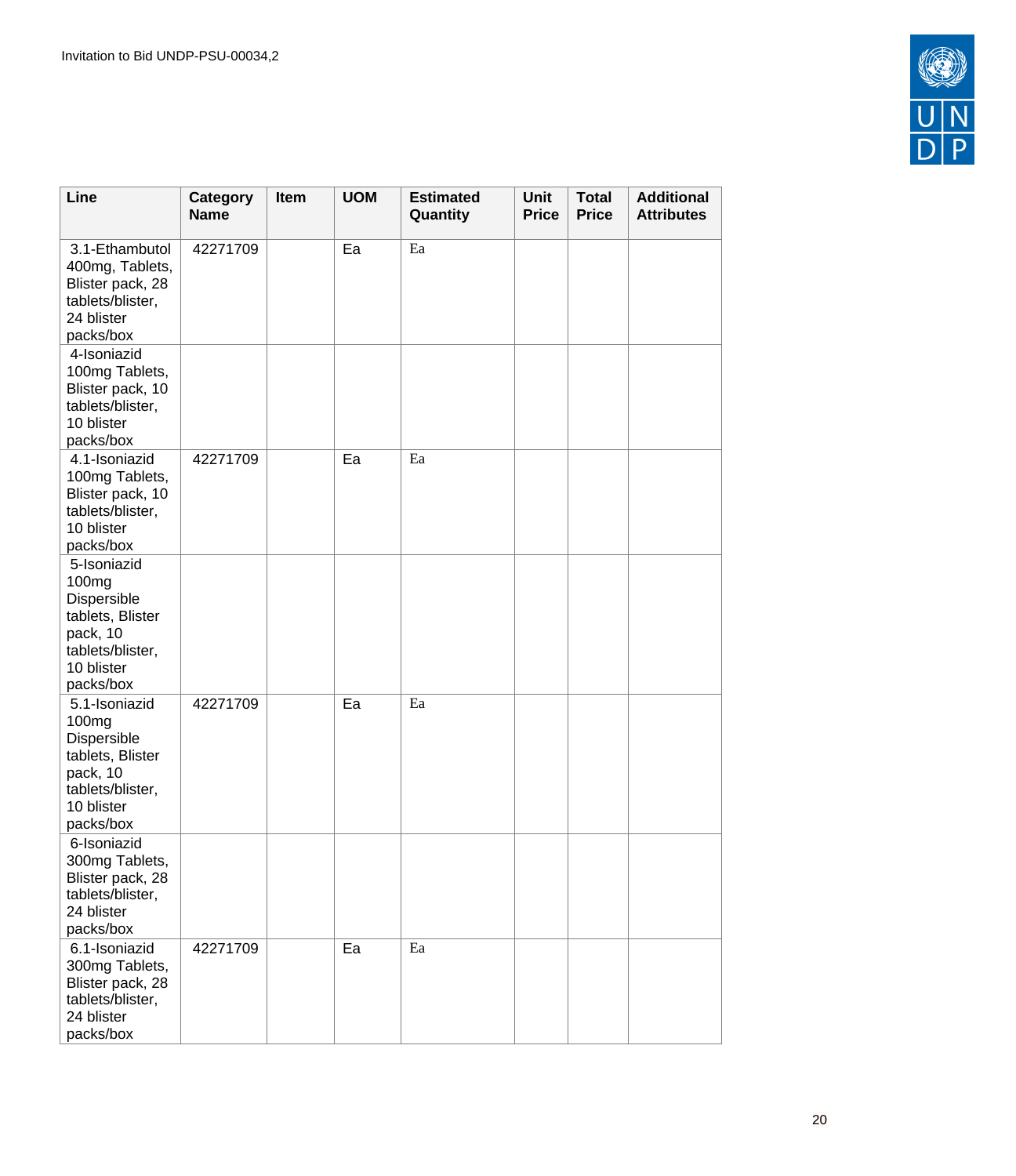| Line | Category Name | Item | UOM | Estimated Quantity | Unit Price | Total Price | Additional Attributes |
|---|---|---|---|---|---|---|---|
| 3.1-Ethambutol 400mg, Tablets, Blister pack, 28 tablets/blister, 24 blister packs/box | 42271709 | | Ea | Ea | | | |
| 4-Isoniazid 100mg Tablets, Blister pack, 10 tablets/blister, 10 blister packs/box | | | | | | | |
| 4.1-Isoniazid 100mg Tablets, Blister pack, 10 tablets/blister, 10 blister packs/box | 42271709 | | Ea | Ea | | | |
| 5-Isoniazid 100mg Dispersible tablets, Blister pack, 10 tablets/blister, 10 blister packs/box | | | | | | | |
| 5.1-Isoniazid 100mg Dispersible tablets, Blister pack, 10 tablets/blister, 10 blister packs/box | 42271709 | | Ea | Ea | | | |
| 6-Isoniazid 300mg Tablets, Blister pack, 28 tablets/blister, 24 blister packs/box | | | | | | | |
| 6.1-Isoniazid 300mg Tablets, Blister pack, 28 tablets/blister, 24 blister packs/box | 42271709 | | Ea | Ea | | | |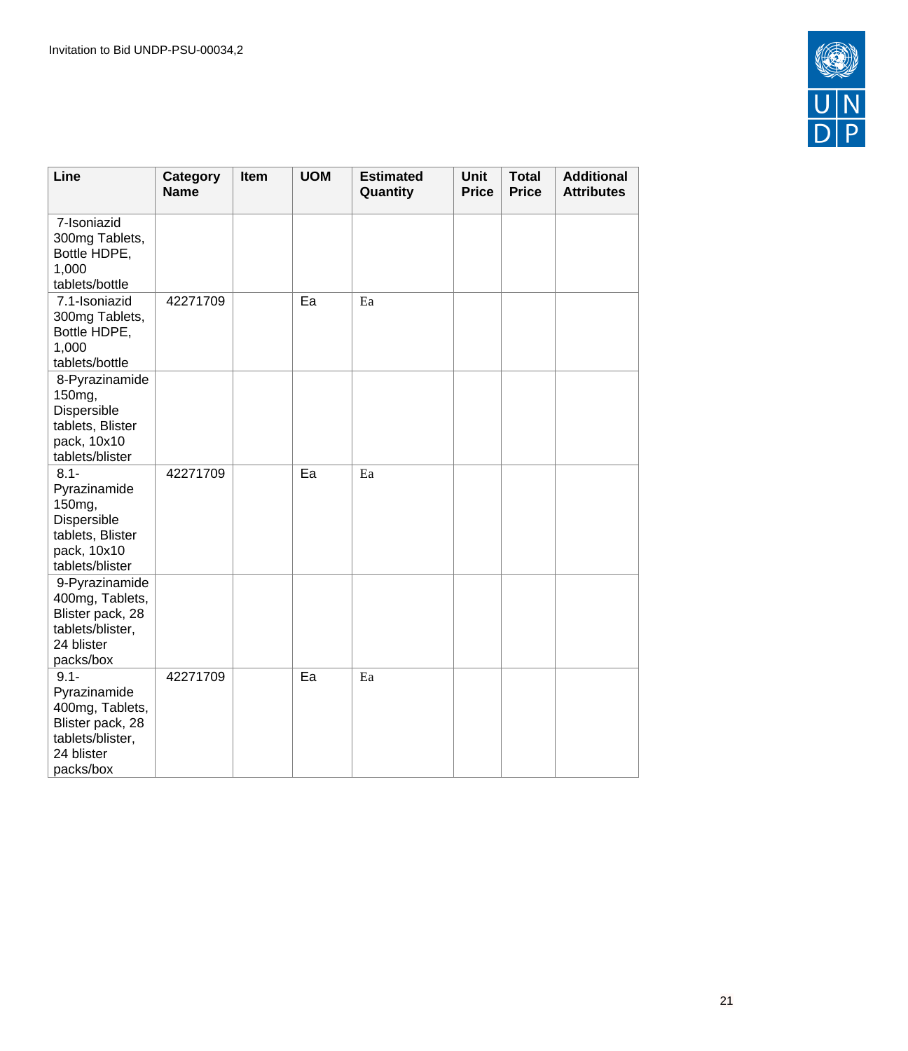| Line | Category Name | Item | UOM | Estimated Quantity | Unit Price | Total Price | Additional Attributes |
|---|---|---|---|---|---|---|---|
| 7-Isoniazid 300mg Tablets, Bottle HDPE, 1,000 tablets/bottle | | | | | | | |
| 7.1-Isoniazid 300mg Tablets, Bottle HDPE, 1,000 tablets/bottle | 42271709 | | Ea | Ea | | | |
| 8-Pyrazinamide 150mg, Dispersible tablets, Blister pack, 10x10 tablets/blister | | | | | | | |
| 8.1-Pyrazinamide 150mg, Dispersible tablets, Blister pack, 10x10 tablets/blister | 42271709 | | Ea | Ea | | | |
| 9-Pyrazinamide 400mg, Tablets, Blister pack, 28 tablets/blister, 24 blister packs/box | | | | | | | |
| 9.1-Pyrazinamide 400mg, Tablets, Blister pack, 28 tablets/blister, 24 blister packs/box | 42271709 | | Ea | Ea | | | |